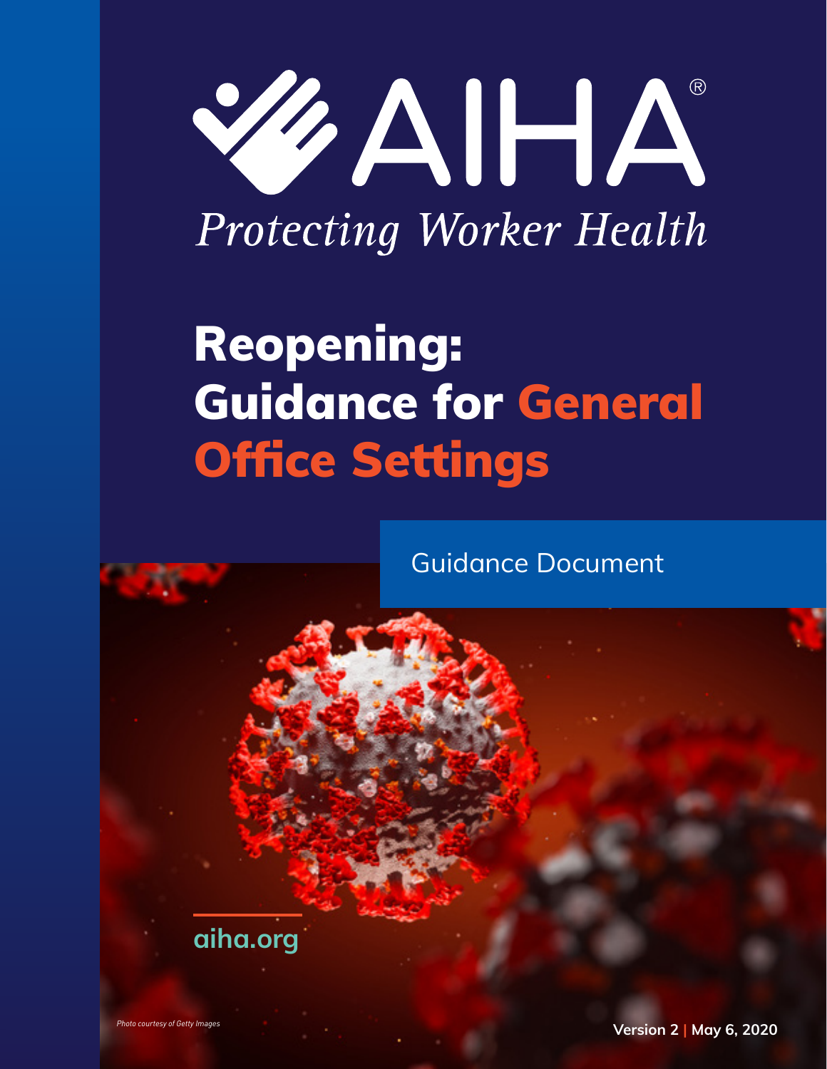AIHA®

*Protecting Worker Health*

# Reopening: Guidance for General Office Settings

Guidance Document

aiha.org

*Photo courtesy of Getty Images*

**Version 2 | May 6, 2020**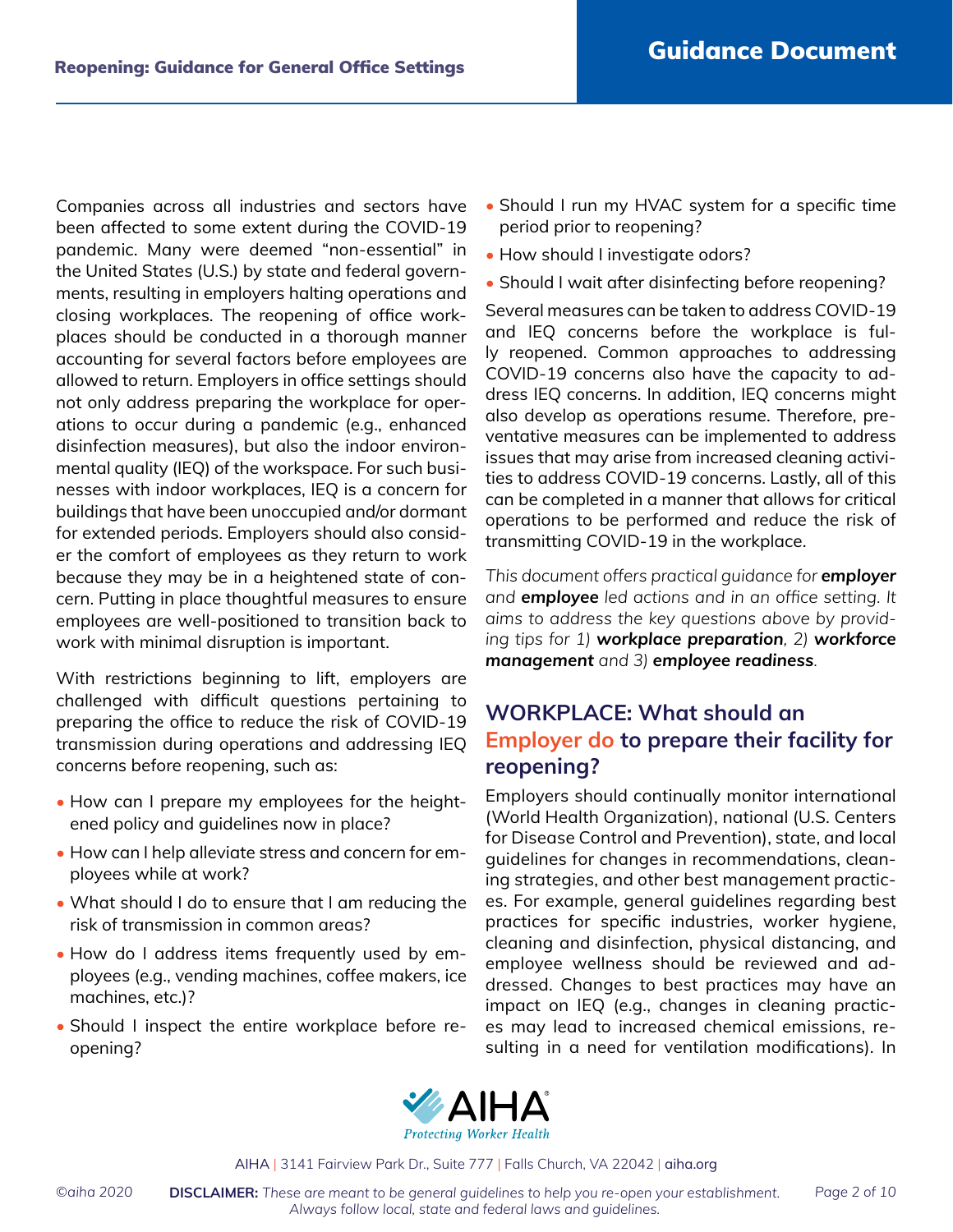Companies across all industries and sectors have been affected to some extent during the COVID-19 pandemic. Many were deemed "non-essential" in the United States (U.S.) by state and federal governments, resulting in employers halting operations and closing workplaces. The reopening of office workplaces should be conducted in a thorough manner accounting for several factors before employees are allowed to return. Employers in office settings should not only address preparing the workplace for operations to occur during a pandemic (e.g., enhanced disinfection measures), but also the indoor environmental quality (IEQ) of the workspace. For such businesses with indoor workplaces, IEQ is a concern for buildings that have been unoccupied and/or dormant for extended periods. Employers should also consider the comfort of employees as they return to work because they may be in a heightened state of concern. Putting in place thoughtful measures to ensure employees are well-positioned to transition back to work with minimal disruption is important.

With restrictions beginning to lift, employers are challenged with difficult questions pertaining to preparing the office to reduce the risk of COVID-19 transmission during operations and addressing IEQ concerns before reopening, such as:

- How can I prepare my employees for the heightened policy and guidelines now in place?
- How can I help alleviate stress and concern for employees while at work?
- What should I do to ensure that I am reducing the risk of transmission in common areas?
- How do I address items frequently used by employees (e.g., vending machines, coffee makers, ice machines, etc.)?
- Should I inspect the entire workplace before reopening?
- Should I run my HVAC system for a specific time period prior to reopening?
- How should I investigate odors?
- Should I wait after disinfecting before reopening?

Several measures can be taken to address COVID-19 and IEQ concerns before the workplace is fully reopened. Common approaches to addressing COVID-19 concerns also have the capacity to address IEQ concerns. In addition, IEQ concerns might also develop as operations resume. Therefore, preventative measures can be implemented to address issues that may arise from increased cleaning activities to address COVID-19 concerns. Lastly, all of this can be completed in a manner that allows for critical operations to be performed and reduce the risk of transmitting COVID-19 in the workplace.

*This document offers practical guidance for **employer** and **employee** led actions and in an office setting. It aims to address the key questions above by providing tips for 1) **workplace preparation**, 2) **workforce management** and 3) **employee readiness**.*

## WORKPLACE: What should an Employer do to prepare their facility for reopening?

Employers should continually monitor international (World Health Organization), national (U.S. Centers for Disease Control and Prevention), state, and local guidelines for changes in recommendations, cleaning strategies, and other best management practices. For example, general guidelines regarding best practices for specific industries, worker hygiene, cleaning and disinfection, physical distancing, and employee wellness should be reviewed and addressed. Changes to best practices may have an impact on IEQ (e.g., changes in cleaning practices may lead to increased chemical emissions, resulting in a need for ventilation modifications). In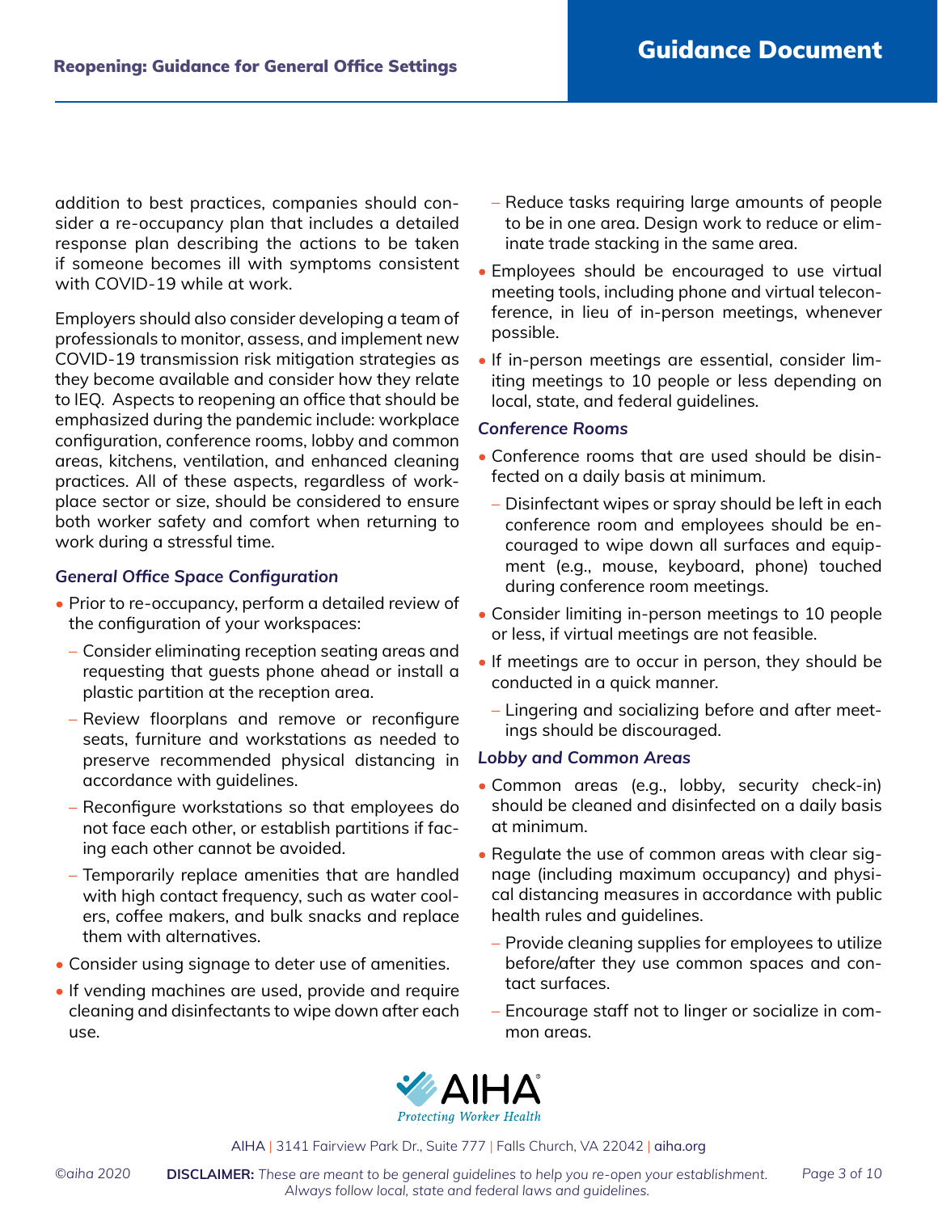addition to best practices, companies should consider a re-occupancy plan that includes a detailed response plan describing the actions to be taken if someone becomes ill with symptoms consistent with COVID-19 while at work.

Employers should also consider developing a team of professionals to monitor, assess, and implement new COVID-19 transmission risk mitigation strategies as they become available and consider how they relate to IEQ. Aspects to reopening an office that should be emphasized during the pandemic include: workplace configuration, conference rooms, lobby and common areas, kitchens, ventilation, and enhanced cleaning practices. All of these aspects, regardless of workplace sector or size, should be considered to ensure both worker safety and comfort when returning to work during a stressful time.

### *General Office Space Configuration*

- Prior to re-occupancy, perform a detailed review of the configuration of your workspaces:
  - Consider eliminating reception seating areas and requesting that guests phone ahead or install a plastic partition at the reception area.
  - Review floorplans and remove or reconfigure seats, furniture and workstations as needed to preserve recommended physical distancing in accordance with guidelines.
  - Reconfigure workstations so that employees do not face each other, or establish partitions if facing each other cannot be avoided.
  - Temporarily replace amenities that are handled with high contact frequency, such as water coolers, coffee makers, and bulk snacks and replace them with alternatives.
- Consider using signage to deter use of amenities.
- If vending machines are used, provide and require cleaning and disinfectants to wipe down after each use.
  - Reduce tasks requiring large amounts of people to be in one area. Design work to reduce or eliminate trade stacking in the same area.
- Employees should be encouraged to use virtual meeting tools, including phone and virtual teleconference, in lieu of in-person meetings, whenever possible.
- If in-person meetings are essential, consider limiting meetings to 10 people or less depending on local, state, and federal guidelines.

### *Conference Rooms*

- Conference rooms that are used should be disinfected on a daily basis at minimum.
  - Disinfectant wipes or spray should be left in each conference room and employees should be encouraged to wipe down all surfaces and equipment (e.g., mouse, keyboard, phone) touched during conference room meetings.
- Consider limiting in-person meetings to 10 people or less, if virtual meetings are not feasible.
- If meetings are to occur in person, they should be conducted in a quick manner.
  - Lingering and socializing before and after meetings should be discouraged.

### *Lobby and Common Areas*

- Common areas (e.g., lobby, security check-in) should be cleaned and disinfected on a daily basis at minimum.
- Regulate the use of common areas with clear signage (including maximum occupancy) and physical distancing measures in accordance with public health rules and guidelines.
  - Provide cleaning supplies for employees to utilize before/after they use common spaces and contact surfaces.
  - Encourage staff not to linger or socialize in common areas.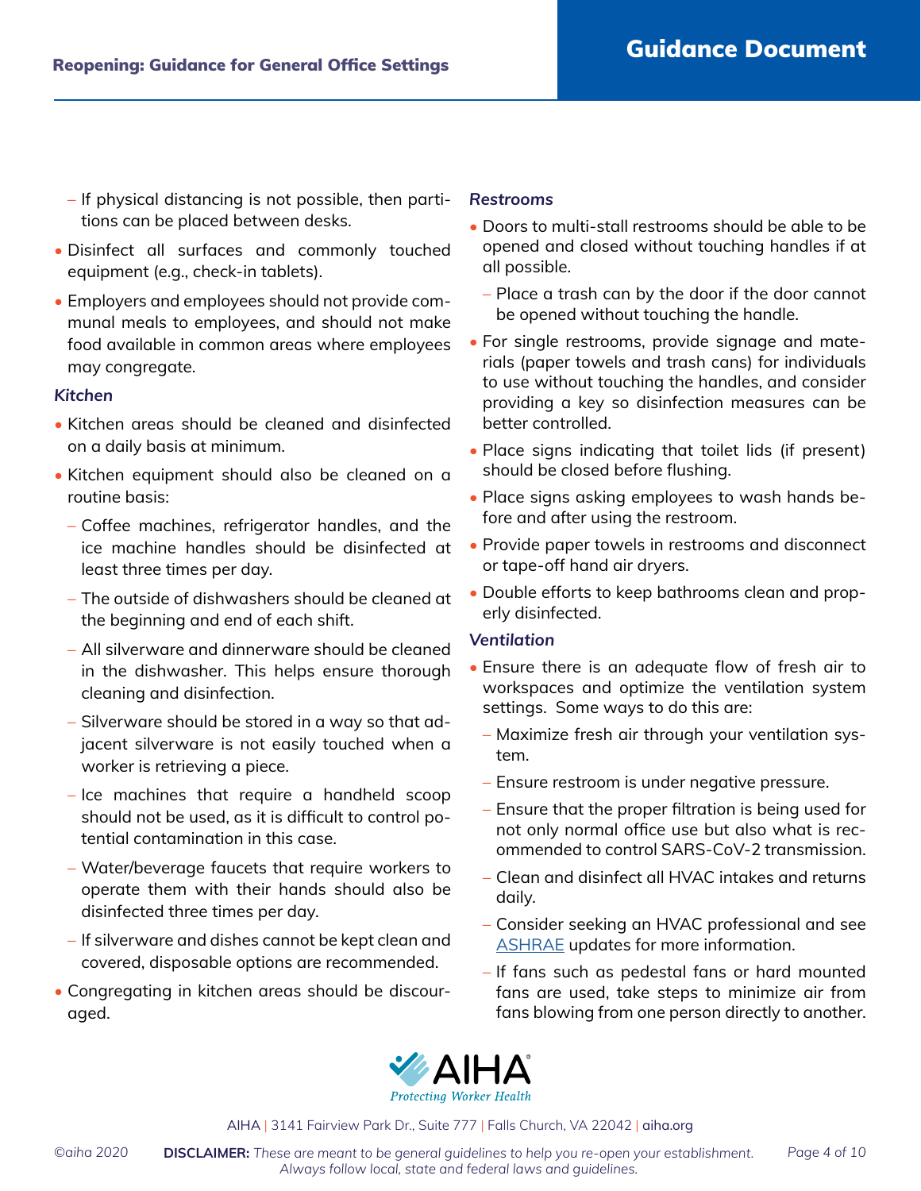- If physical distancing is not possible, then partitions can be placed between desks.
- Disinfect all surfaces and commonly touched equipment (e.g., check-in tablets).
- Employers and employees should not provide communal meals to employees, and should not make food available in common areas where employees may congregate.

### *Kitchen*

- Kitchen areas should be cleaned and disinfected on a daily basis at minimum.
- Kitchen equipment should also be cleaned on a routine basis:
  - Coffee machines, refrigerator handles, and the ice machine handles should be disinfected at least three times per day.
  - The outside of dishwashers should be cleaned at the beginning and end of each shift.
  - All silverware and dinnerware should be cleaned in the dishwasher. This helps ensure thorough cleaning and disinfection.
  - Silverware should be stored in a way so that adjacent silverware is not easily touched when a worker is retrieving a piece.
  - Ice machines that require a handheld scoop should not be used, as it is difficult to control potential contamination in this case.
  - Water/beverage faucets that require workers to operate them with their hands should also be disinfected three times per day.
  - If silverware and dishes cannot be kept clean and covered, disposable options are recommended.
- Congregating in kitchen areas should be discouraged.

### *Restrooms*

- Doors to multi-stall restrooms should be able to be opened and closed without touching handles if at all possible.
  - Place a trash can by the door if the door cannot be opened without touching the handle.
- For single restrooms, provide signage and materials (paper towels and trash cans) for individuals to use without touching the handles, and consider providing a key so disinfection measures can be better controlled.
- Place signs indicating that toilet lids (if present) should be closed before flushing.
- Place signs asking employees to wash hands before and after using the restroom.
- Provide paper towels in restrooms and disconnect or tape-off hand air dryers.
- Double efforts to keep bathrooms clean and properly disinfected.

### *Ventilation*

- Ensure there is an adequate flow of fresh air to workspaces and optimize the ventilation system settings. Some ways to do this are:
  - Maximize fresh air through your ventilation system.
  - Ensure restroom is under negative pressure.
  - Ensure that the proper filtration is being used for not only normal office use but also what is recommended to control SARS-CoV-2 transmission.
  - Clean and disinfect all HVAC intakes and returns daily.
  - Consider seeking an HVAC professional and see ASHRAE updates for more information.
  - If fans such as pedestal fans or hard mounted fans are used, take steps to minimize air from fans blowing from one person directly to another.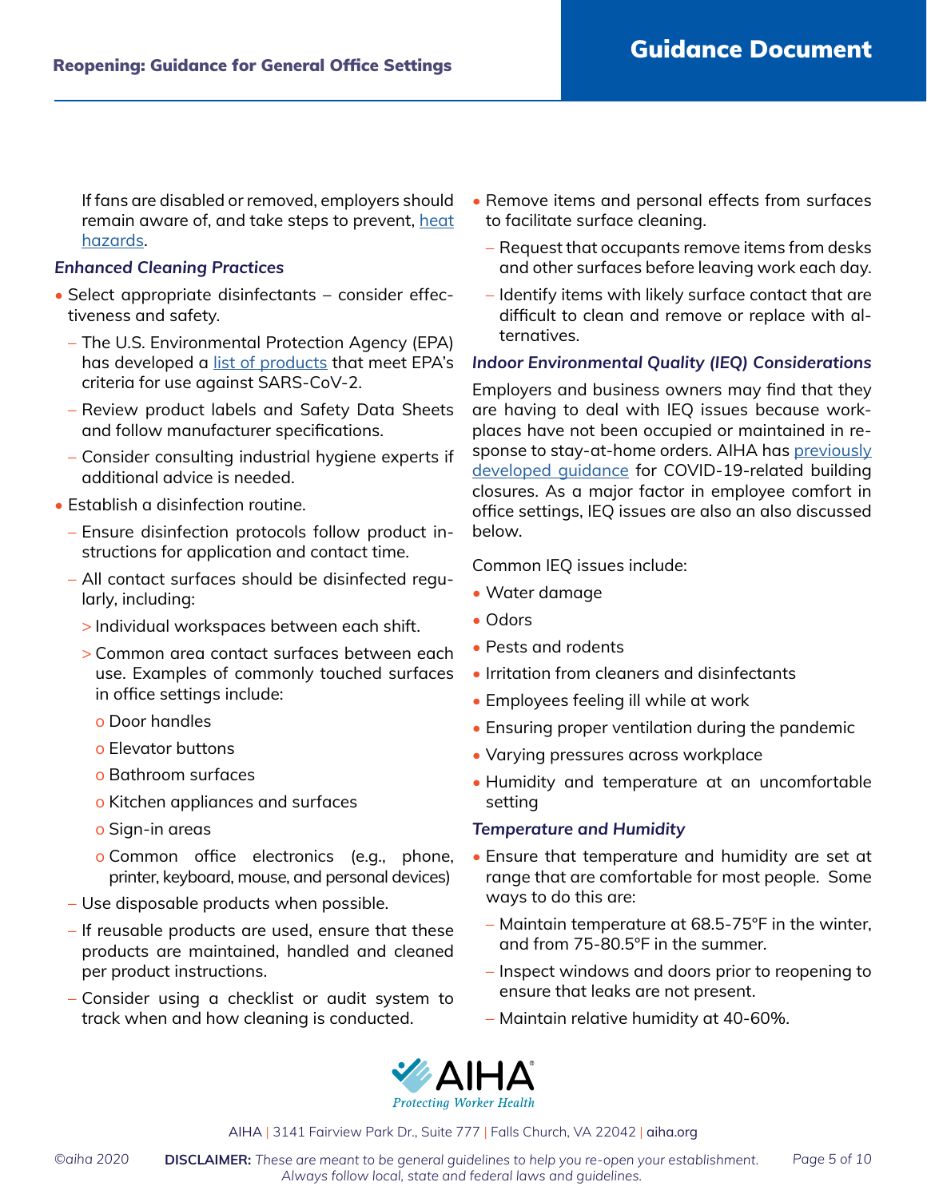If fans are disabled or removed, employers should remain aware of, and take steps to prevent, [heat hazards](#).

### *Enhanced Cleaning Practices*

- Select appropriate disinfectants – consider effectiveness and safety.
  - The U.S. Environmental Protection Agency (EPA) has developed a [list of products](#) that meet EPA's criteria for use against SARS-CoV-2.
  - Review product labels and Safety Data Sheets and follow manufacturer specifications.
  - Consider consulting industrial hygiene experts if additional advice is needed.
- Establish a disinfection routine.
  - Ensure disinfection protocols follow product instructions for application and contact time.
  - All contact surfaces should be disinfected regularly, including:
    - Individual workspaces between each shift.
    - Common area contact surfaces between each use. Examples of commonly touched surfaces in office settings include:
      - Door handles
      - Elevator buttons
      - Bathroom surfaces
      - Kitchen appliances and surfaces
      - Sign-in areas
      - Common office electronics (e.g., phone, printer, keyboard, mouse, and personal devices)
  - Use disposable products when possible.
  - If reusable products are used, ensure that these products are maintained, handled and cleaned per product instructions.
  - Consider using a checklist or audit system to track when and how cleaning is conducted.
- Remove items and personal effects from surfaces to facilitate surface cleaning.
  - Request that occupants remove items from desks and other surfaces before leaving work each day.
  - Identify items with likely surface contact that are difficult to clean and remove or replace with alternatives.

### *Indoor Environmental Quality (IEQ) Considerations*

Employers and business owners may find that they are having to deal with IEQ issues because workplaces have not been occupied or maintained in response to stay-at-home orders. AIHA has [previously developed guidance](#) for COVID-19-related building closures. As a major factor in employee comfort in office settings, IEQ issues are also an also discussed below.

Common IEQ issues include:

- Water damage
- Odors
- Pests and rodents
- Irritation from cleaners and disinfectants
- Employees feeling ill while at work
- Ensuring proper ventilation during the pandemic
- Varying pressures across workplace
- Humidity and temperature at an uncomfortable setting

### *Temperature and Humidity*

- Ensure that temperature and humidity are set at range that are comfortable for most people. Some ways to do this are:
  - Maintain temperature at 68.5-75°F in the winter, and from 75-80.5°F in the summer.
  - Inspect windows and doors prior to reopening to ensure that leaks are not present.
  - Maintain relative humidity at 40-60%.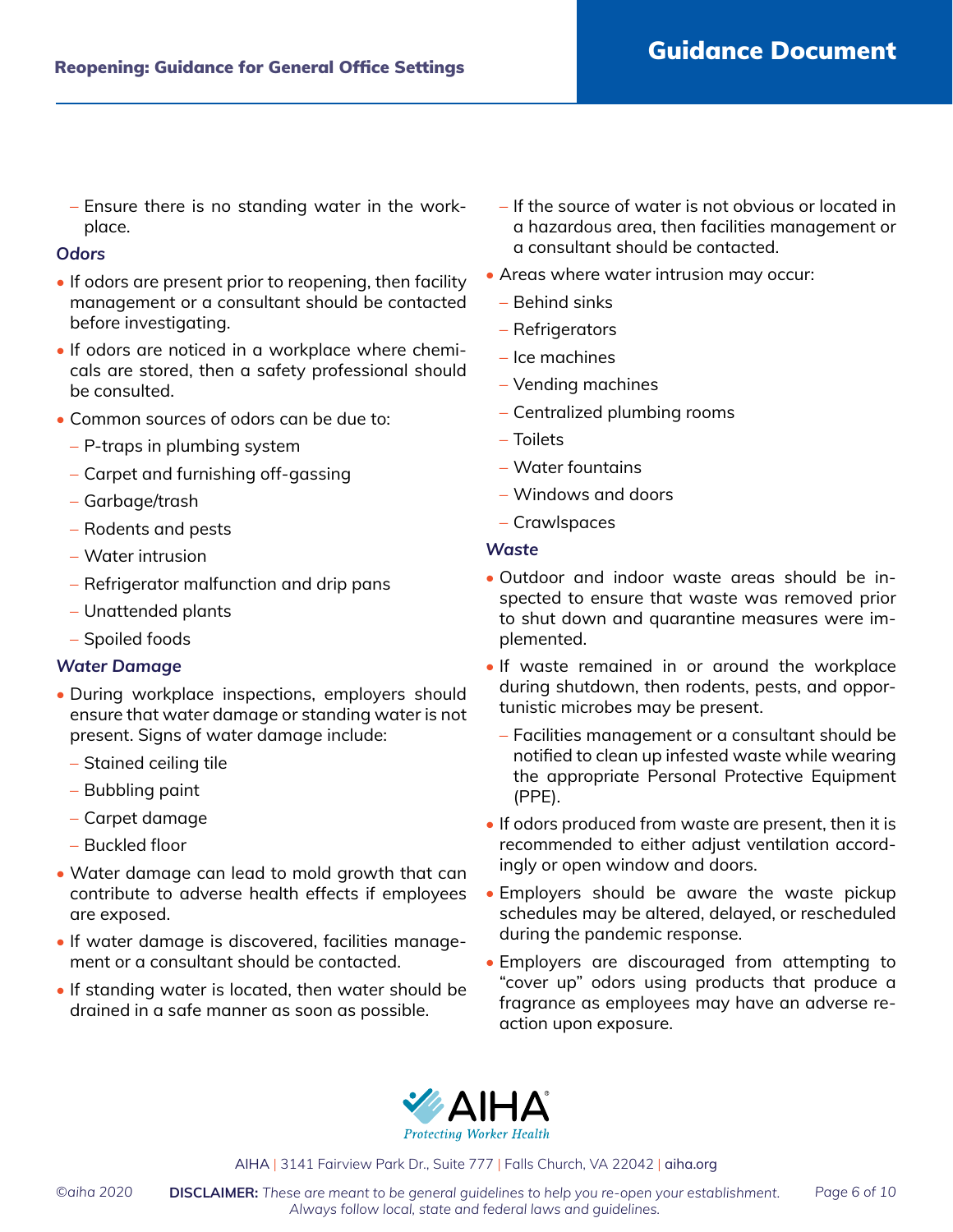- Ensure there is no standing water in the workplace.

### Odors

- If odors are present prior to reopening, then facility management or a consultant should be contacted before investigating.
- If odors are noticed in a workplace where chemicals are stored, then a safety professional should be consulted.
- Common sources of odors can be due to:
  - P-traps in plumbing system
  - Carpet and furnishing off-gassing
  - Garbage/trash
  - Rodents and pests
  - Water intrusion
  - Refrigerator malfunction and drip pans
  - Unattended plants
  - Spoiled foods

### Water Damage

- During workplace inspections, employers should ensure that water damage or standing water is not present. Signs of water damage include:
  - Stained ceiling tile
  - Bubbling paint
  - Carpet damage
  - Buckled floor
- Water damage can lead to mold growth that can contribute to adverse health effects if employees are exposed.
- If water damage is discovered, facilities management or a consultant should be contacted.
- If standing water is located, then water should be drained in a safe manner as soon as possible.
  - If the source of water is not obvious or located in a hazardous area, then facilities management or a consultant should be contacted.
- Areas where water intrusion may occur:
  - Behind sinks
  - Refrigerators
  - Ice machines
  - Vending machines
  - Centralized plumbing rooms
  - Toilets
  - Water fountains
  - Windows and doors
  - Crawlspaces

### Waste

- Outdoor and indoor waste areas should be inspected to ensure that waste was removed prior to shut down and quarantine measures were implemented.
- If waste remained in or around the workplace during shutdown, then rodents, pests, and opportunistic microbes may be present.
  - Facilities management or a consultant should be notified to clean up infested waste while wearing the appropriate Personal Protective Equipment (PPE).
- If odors produced from waste are present, then it is recommended to either adjust ventilation accordingly or open window and doors.
- Employers should be aware the waste pickup schedules may be altered, delayed, or rescheduled during the pandemic response.
- Employers are discouraged from attempting to "cover up" odors using products that produce a fragrance as employees may have an adverse reaction upon exposure.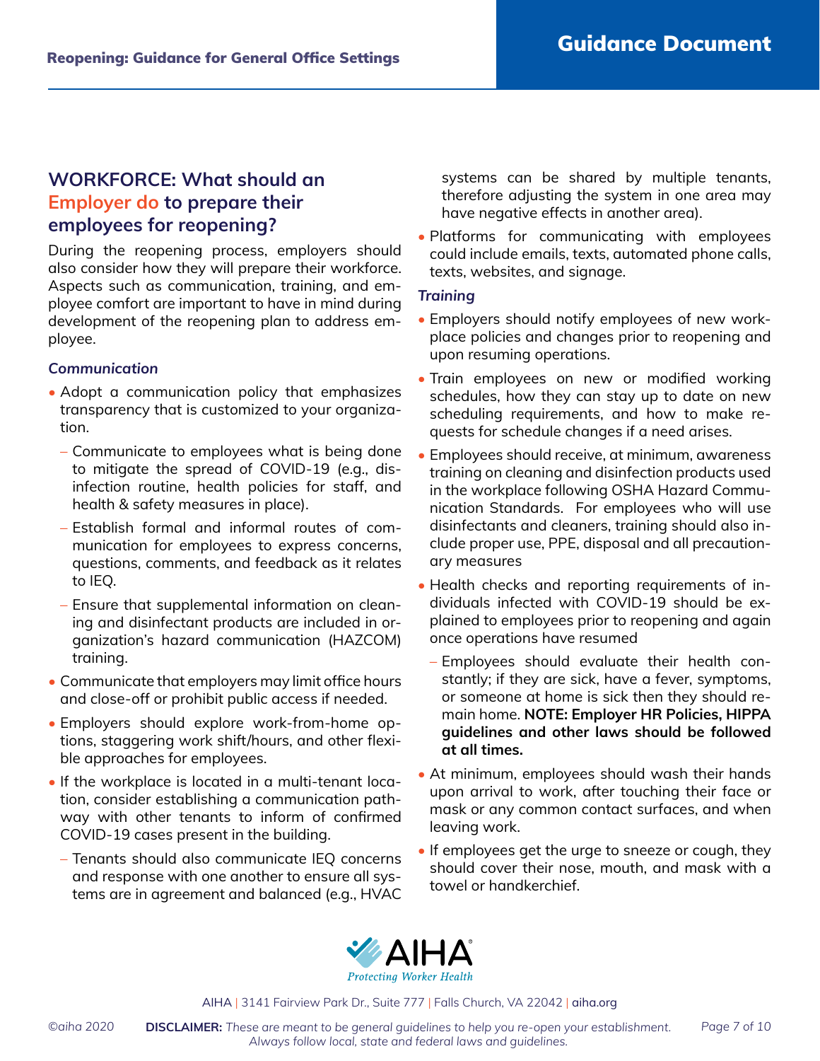## WORKFORCE: What should an Employer do to prepare their employees for reopening?

During the reopening process, employers should also consider how they will prepare their workforce. Aspects such as communication, training, and employee comfort are important to have in mind during development of the reopening plan to address employee.

### *Communication*

- Adopt a communication policy that emphasizes transparency that is customized to your organization.
  - Communicate to employees what is being done to mitigate the spread of COVID-19 (e.g., disinfection routine, health policies for staff, and health & safety measures in place).
  - Establish formal and informal routes of communication for employees to express concerns, questions, comments, and feedback as it relates to IEQ.
  - Ensure that supplemental information on cleaning and disinfectant products are included in organization's hazard communication (HAZCOM) training.
- Communicate that employers may limit office hours and close-off or prohibit public access if needed.
- Employers should explore work-from-home options, staggering work shift/hours, and other flexible approaches for employees.
- If the workplace is located in a multi-tenant location, consider establishing a communication pathway with other tenants to inform of confirmed COVID-19 cases present in the building.
  - Tenants should also communicate IEQ concerns and response with one another to ensure all systems are in agreement and balanced (e.g., HVAC systems can be shared by multiple tenants, therefore adjusting the system in one area may have negative effects in another area).
- Platforms for communicating with employees could include emails, texts, automated phone calls, texts, websites, and signage.

### *Training*

- Employers should notify employees of new workplace policies and changes prior to reopening and upon resuming operations.
- Train employees on new or modified working schedules, how they can stay up to date on new scheduling requirements, and how to make requests for schedule changes if a need arises.
- Employees should receive, at minimum, awareness training on cleaning and disinfection products used in the workplace following OSHA Hazard Communication Standards. For employees who will use disinfectants and cleaners, training should also include proper use, PPE, disposal and all precautionary measures
- Health checks and reporting requirements of individuals infected with COVID-19 should be explained to employees prior to reopening and again once operations have resumed
  - Employees should evaluate their health constantly; if they are sick, have a fever, symptoms, or someone at home is sick then they should remain home. **NOTE: Employer HR Policies, HIPPA guidelines and other laws should be followed at all times.**
- At minimum, employees should wash their hands upon arrival to work, after touching their face or mask or any common contact surfaces, and when leaving work.
- If employees get the urge to sneeze or cough, they should cover their nose, mouth, and mask with a towel or handkerchief.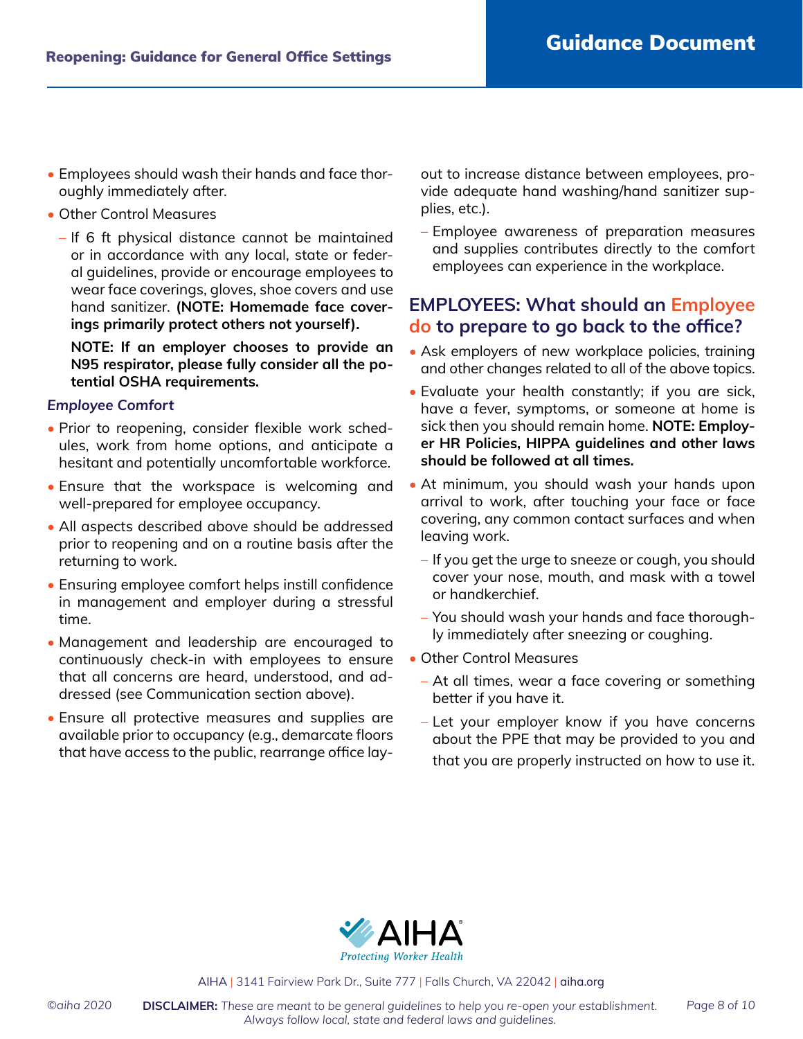- Employees should wash their hands and face thoroughly immediately after.
- Other Control Measures
  - If 6 ft physical distance cannot be maintained or in accordance with any local, state or federal guidelines, provide or encourage employees to wear face coverings, gloves, shoe covers and use hand sanitizer. **(NOTE: Homemade face coverings primarily protect others not yourself).**

    **NOTE: If an employer chooses to provide an N95 respirator, please fully consider all the potential OSHA requirements.**

### *Employee Comfort*

- Prior to reopening, consider flexible work schedules, work from home options, and anticipate a hesitant and potentially uncomfortable workforce.
- Ensure that the workspace is welcoming and well-prepared for employee occupancy.
- All aspects described above should be addressed prior to reopening and on a routine basis after the returning to work.
- Ensuring employee comfort helps instill confidence in management and employer during a stressful time.
- Management and leadership are encouraged to continuously check-in with employees to ensure that all concerns are heard, understood, and addressed (see Communication section above).
- Ensure all protective measures and supplies are available prior to occupancy (e.g., demarcate floors that have access to the public, rearrange office layout to increase distance between employees, provide adequate hand washing/hand sanitizer supplies, etc.).
  - Employee awareness of preparation measures and supplies contributes directly to the comfort employees can experience in the workplace.

## EMPLOYEES: What should an Employee do to prepare to go back to the office?

- Ask employers of new workplace policies, training and other changes related to all of the above topics.
- Evaluate your health constantly; if you are sick, have a fever, symptoms, or someone at home is sick then you should remain home. **NOTE: Employer HR Policies, HIPPA guidelines and other laws should be followed at all times.**
- At minimum, you should wash your hands upon arrival to work, after touching your face or face covering, any common contact surfaces and when leaving work.
  - If you get the urge to sneeze or cough, you should cover your nose, mouth, and mask with a towel or handkerchief.
  - You should wash your hands and face thoroughly immediately after sneezing or coughing.
- Other Control Measures
  - At all times, wear a face covering or something better if you have it.
  - Let your employer know if you have concerns about the PPE that may be provided to you and that you are properly instructed on how to use it.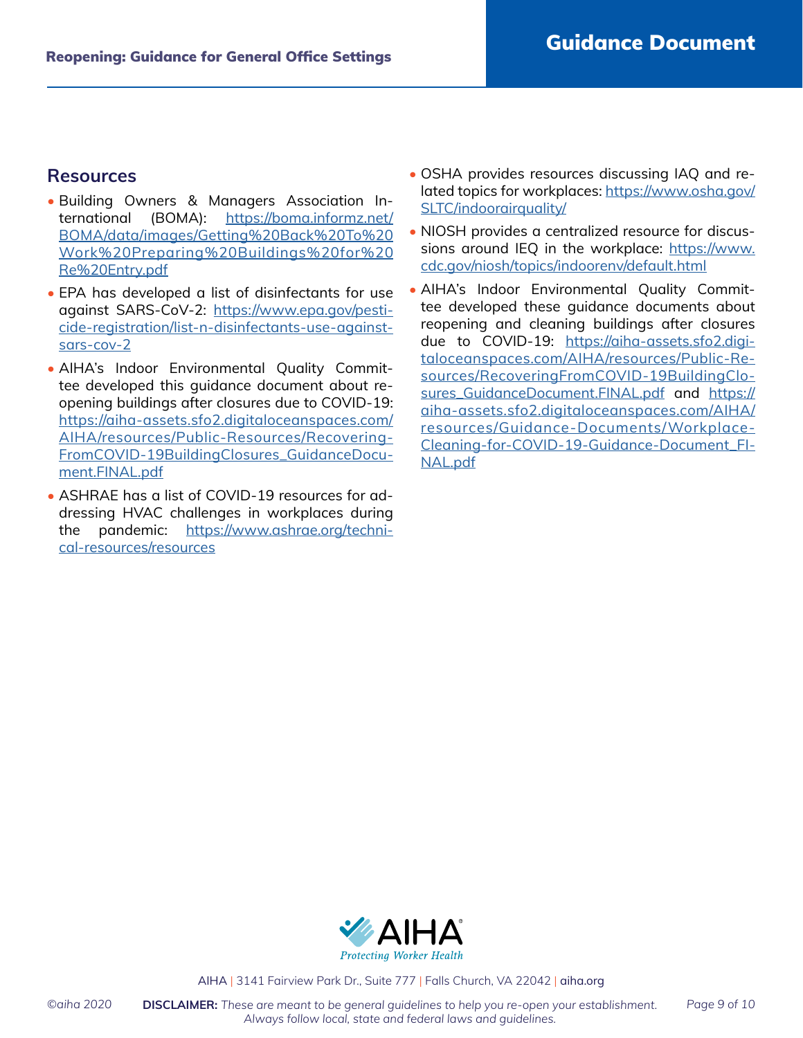## Resources

- Building Owners & Managers Association International (BOMA): https://boma.informz.net/BOMA/data/images/Getting%20Back%20To%20Work%20Preparing%20Buildings%20for%20Re%20Entry.pdf
- EPA has developed a list of disinfectants for use against SARS-CoV-2: https://www.epa.gov/pesticide-registration/list-n-disinfectants-use-against-sars-cov-2
- AIHA's Indoor Environmental Quality Committee developed this guidance document about reopening buildings after closures due to COVID-19: https://aiha-assets.sfo2.digitaloceanspaces.com/AIHA/resources/Public-Resources/RecoveringFromCOVID-19BuildingClosures_GuidanceDocument.FINAL.pdf
- ASHRAE has a list of COVID-19 resources for addressing HVAC challenges in workplaces during the pandemic: https://www.ashrae.org/technical-resources/resources
- OSHA provides resources discussing IAQ and related topics for workplaces: https://www.osha.gov/SLTC/indoorairquality/
- NIOSH provides a centralized resource for discussions around IEQ in the workplace: https://www.cdc.gov/niosh/topics/indoorenv/default.html
- AIHA's Indoor Environmental Quality Committee developed these guidance documents about reopening and cleaning buildings after closures due to COVID-19: https://aiha-assets.sfo2.digitaloceanspaces.com/AIHA/resources/Public-Resources/RecoveringFromCOVID-19BuildingClosures_GuidanceDocument.FINAL.pdf and https://aiha-assets.sfo2.digitaloceanspaces.com/AIHA/resources/Guidance-Documents/Workplace-Cleaning-for-COVID-19-Guidance-Document_FINAL.pdf

AIHA
*Protecting Worker Health*

AIHA | 3141 Fairview Park Dr., Suite 777 | Falls Church, VA 22042 | aiha.org

©aiha 2020 **DISCLAIMER:** *These are meant to be general guidelines to help you re-open your establishment. Always follow local, state and federal laws and guidelines.*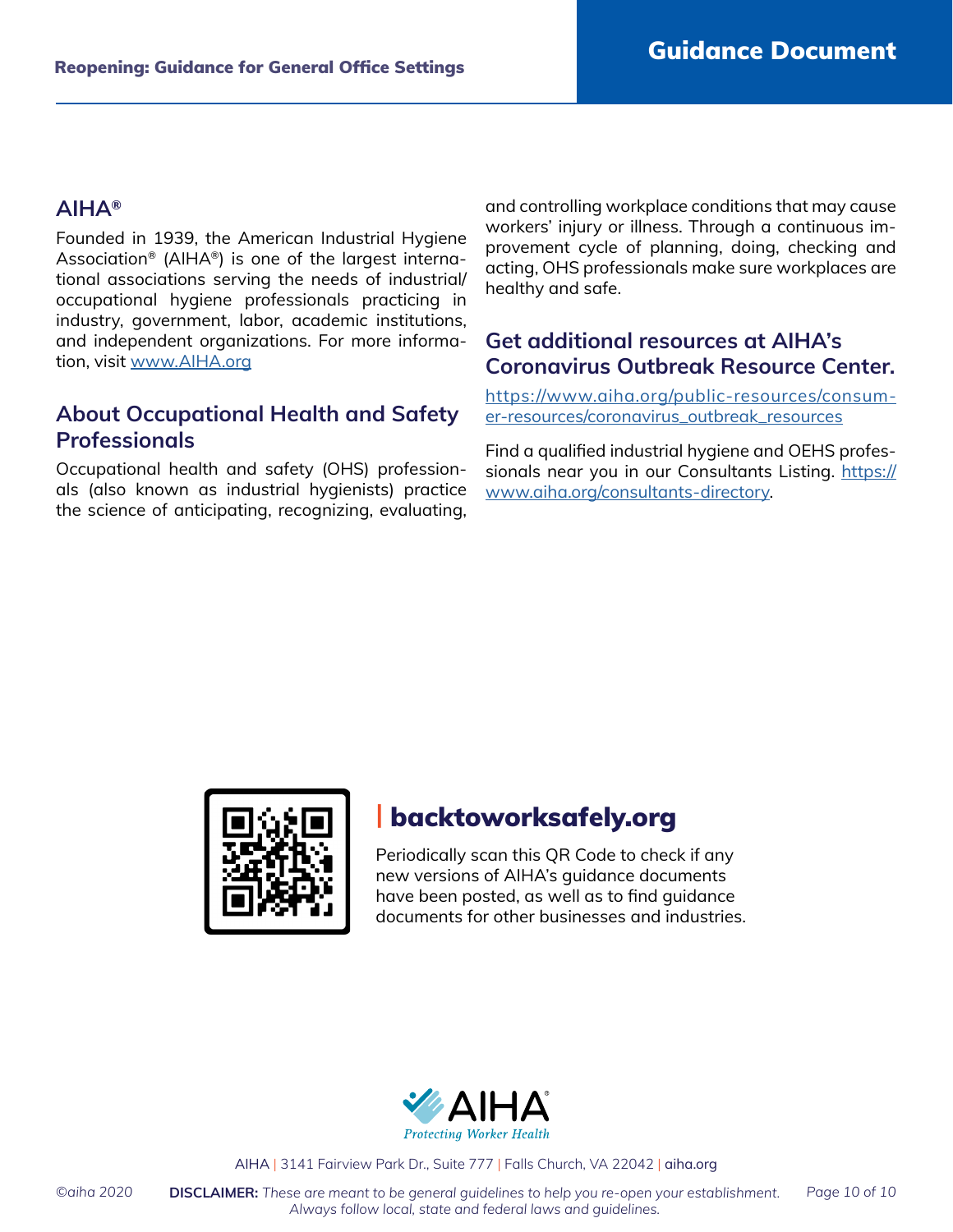## AIHA®

Founded in 1939, the American Industrial Hygiene Association® (AIHA®) is one of the largest international associations serving the needs of industrial/occupational hygiene professionals practicing in industry, government, labor, academic institutions, and independent organizations. For more information, visit [www.AIHA.org](http://www.AIHA.org)

## About Occupational Health and Safety Professionals

Occupational health and safety (OHS) professionals (also known as industrial hygienists) practice the science of anticipating, recognizing, evaluating, and controlling workplace conditions that may cause workers' injury or illness. Through a continuous improvement cycle of planning, doing, checking and acting, OHS professionals make sure workplaces are healthy and safe.

## Get additional resources at AIHA's Coronavirus Outbreak Resource Center.

https://www.aiha.org/public-resources/consumer-resources/coronavirus_outbreak_resources

Find a qualified industrial hygiene and OEHS professionals near you in our Consultants Listing. https://www.aiha.org/consultants-directory.

## backtoworksafely.org

Periodically scan this QR Code to check if any new versions of AIHA's guidance documents have been posted, as well as to find guidance documents for other businesses and industries.

AIHA
Protecting Worker Health

AIHA | 3141 Fairview Park Dr., Suite 777 | Falls Church, VA 22042 | aiha.org

©aiha 2020

**DISCLAIMER:** *These are meant to be general guidelines to help you re-open your establishment. Always follow local, state and federal laws and guidelines.*